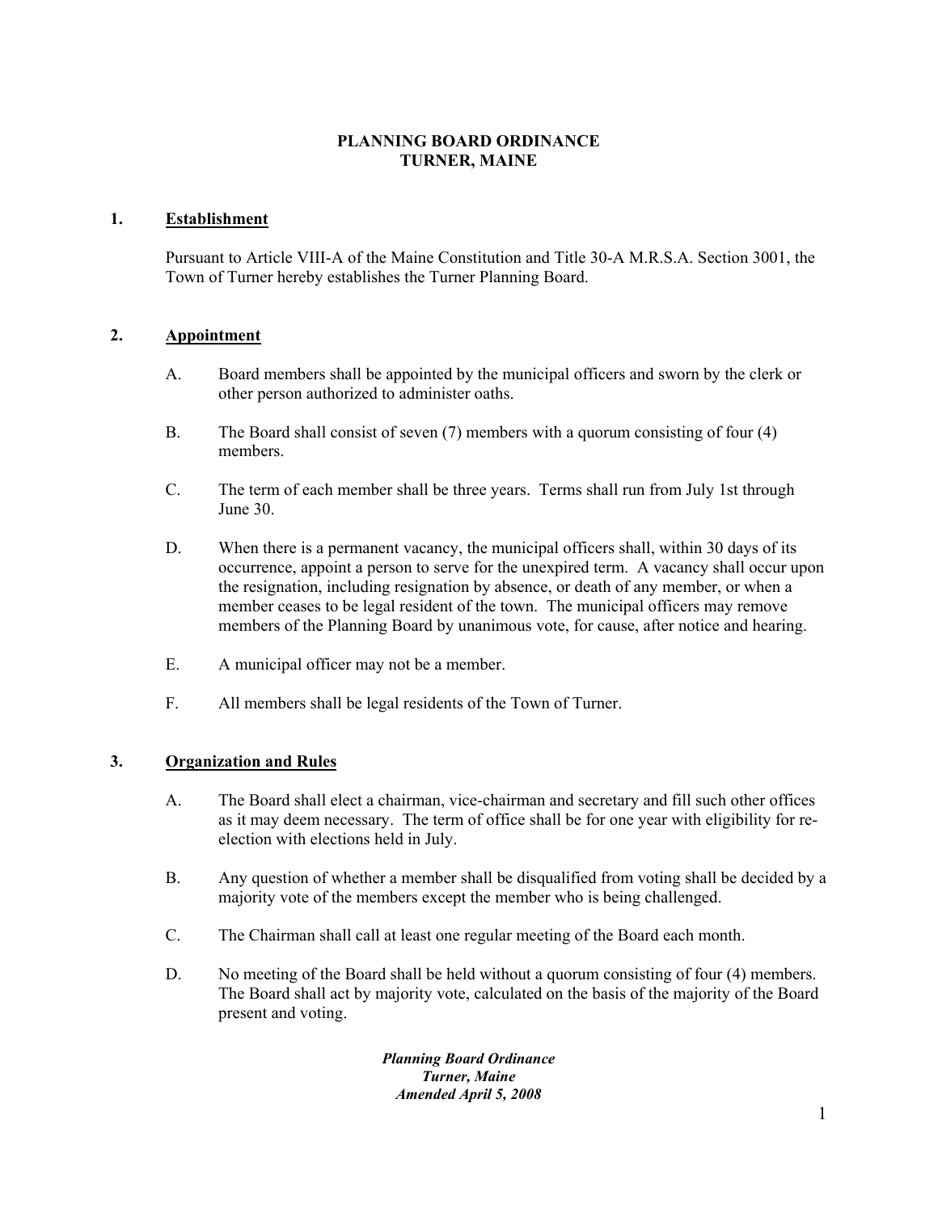# PLANNING BOARD ORDINANCE
# TURNER, MAINE

## 1. Establishment

Pursuant to Article VIII-A of the Maine Constitution and Title 30-A M.R.S.A. Section 3001, the Town of Turner hereby establishes the Turner Planning Board.

## 2. Appointment

A. Board members shall be appointed by the municipal officers and sworn by the clerk or other person authorized to administer oaths.

B. The Board shall consist of seven (7) members with a quorum consisting of four (4) members.

C. The term of each member shall be three years. Terms shall run from July 1st through June 30.

D. When there is a permanent vacancy, the municipal officers shall, within 30 days of its occurrence, appoint a person to serve for the unexpired term. A vacancy shall occur upon the resignation, including resignation by absence, or death of any member, or when a member ceases to be legal resident of the town. The municipal officers may remove members of the Planning Board by unanimous vote, for cause, after notice and hearing.

E. A municipal officer may not be a member.

F. All members shall be legal residents of the Town of Turner.

## 3. Organization and Rules

A. The Board shall elect a chairman, vice-chairman and secretary and fill such other offices as it may deem necessary. The term of office shall be for one year with eligibility for re-election with elections held in July.

B. Any question of whether a member shall be disqualified from voting shall be decided by a majority vote of the members except the member who is being challenged.

C. The Chairman shall call at least one regular meeting of the Board each month.

D. No meeting of the Board shall be held without a quorum consisting of four (4) members. The Board shall act by majority vote, calculated on the basis of the majority of the Board present and voting.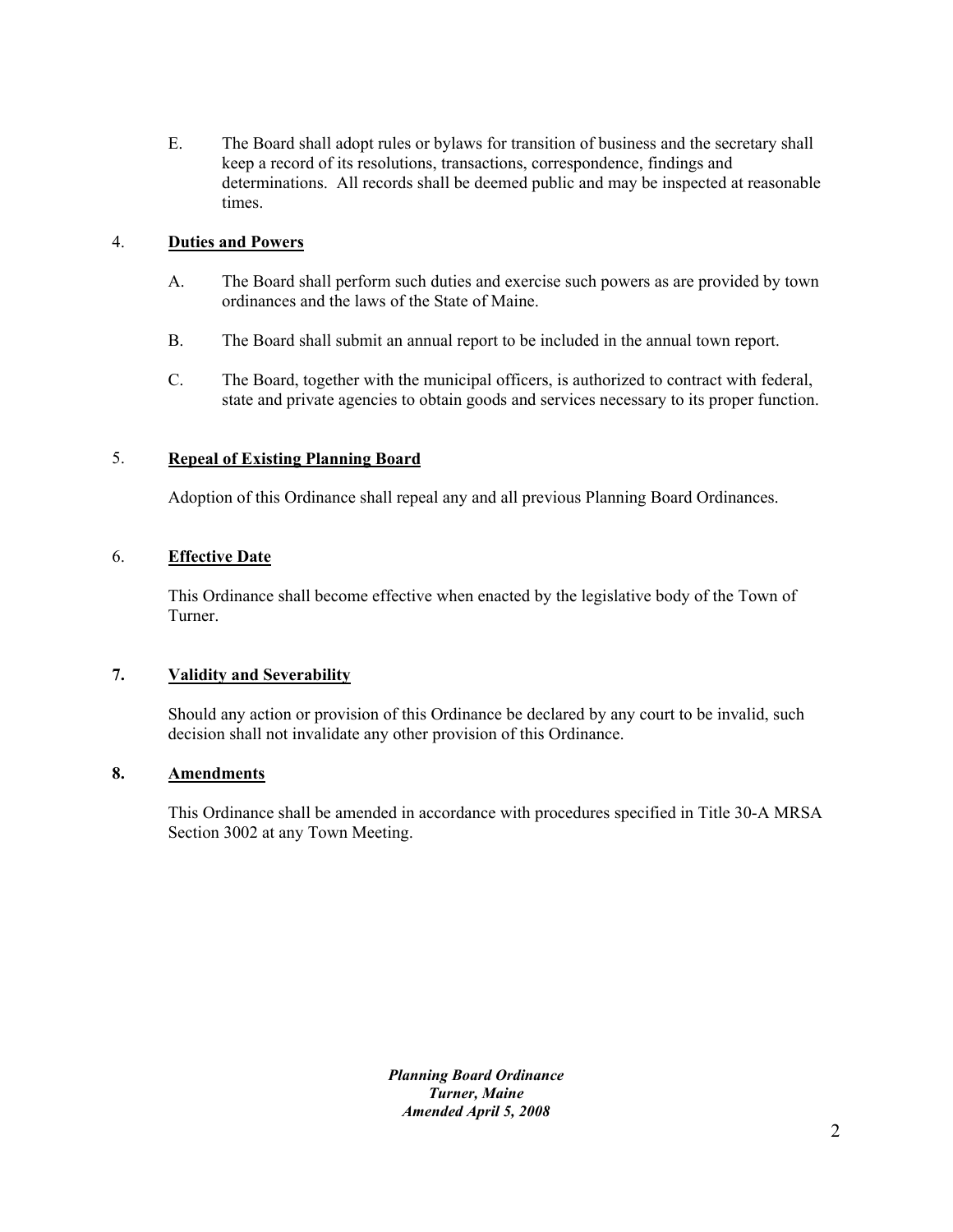E. The Board shall adopt rules or bylaws for transition of business and the secretary shall keep a record of its resolutions, transactions, correspondence, findings and determinations. All records shall be deemed public and may be inspected at reasonable times.

## 4. Duties and Powers

A. The Board shall perform such duties and exercise such powers as are provided by town ordinances and the laws of the State of Maine.

B. The Board shall submit an annual report to be included in the annual town report.

C. The Board, together with the municipal officers, is authorized to contract with federal, state and private agencies to obtain goods and services necessary to its proper function.

## 5. Repeal of Existing Planning Board

Adoption of this Ordinance shall repeal any and all previous Planning Board Ordinances.

## 6. Effective Date

This Ordinance shall become effective when enacted by the legislative body of the Town of Turner.

## 7. Validity and Severability

Should any action or provision of this Ordinance be declared by any court to be invalid, such decision shall not invalidate any other provision of this Ordinance.

## 8. Amendments

This Ordinance shall be amended in accordance with procedures specified in Title 30-A MRSA Section 3002 at any Town Meeting.